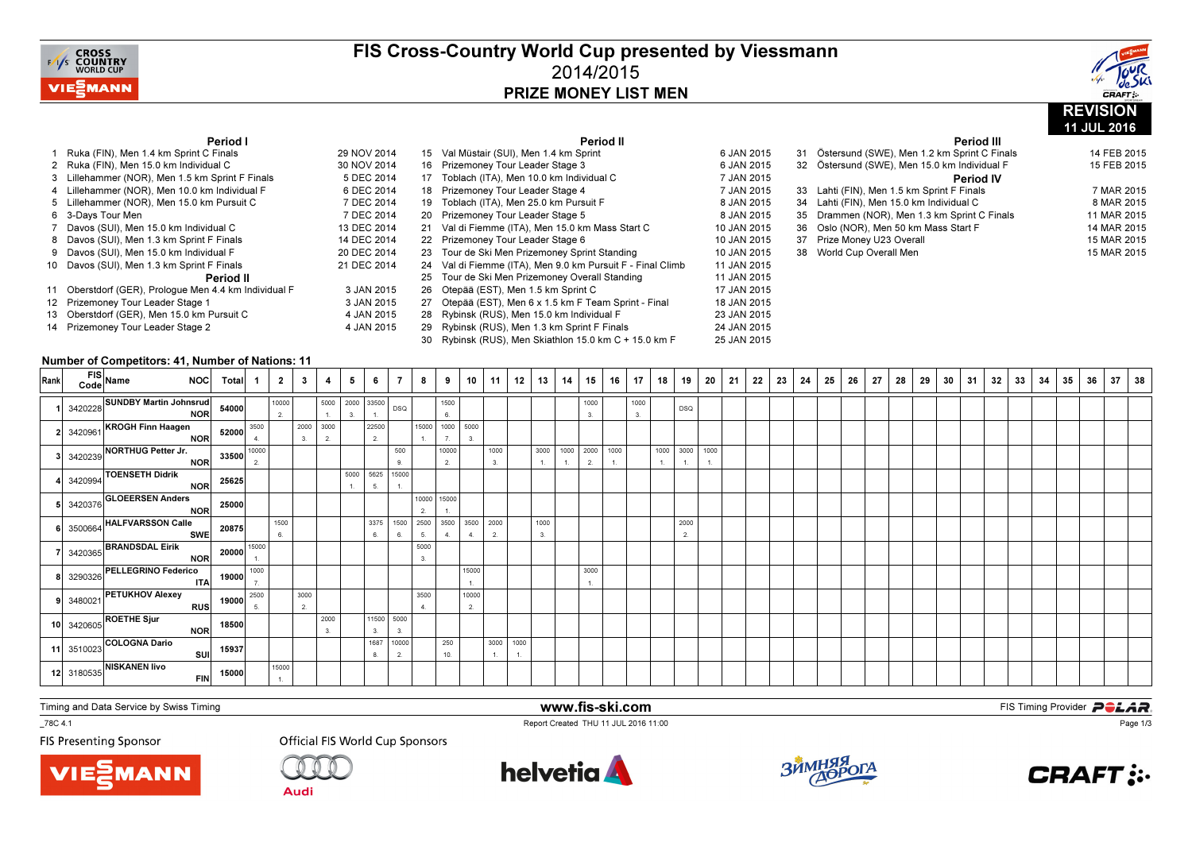# FIS Cross-Country World Cup presented by Viessmann
## 2014/2015
## PRIZE MONEY LIST MEN

**REVISION 11 JUL 2016**

### Period I

| No. | Event | Date |
|---|---|---|
| 1 | Ruka (FIN), Men 1.4 km Sprint C Finals | 29 NOV 2014 |
| 2 | Ruka (FIN), Men 15.0 km Individual C | 30 NOV 2014 |
| 3 | Lillehammer (NOR), Men 1.5 km Sprint F Finals | 5 DEC 2014 |
| 4 | Lillehammer (NOR), Men 10.0 km Individual F | 6 DEC 2014 |
| 5 | Lillehammer (NOR), Men 15.0 km Pursuit C | 7 DEC 2014 |
| 6 | 3-Days Tour Men | 7 DEC 2014 |
| 7 | Davos (SUI), Men 15.0 km Individual C | 13 DEC 2014 |
| 8 | Davos (SUI), Men 1.3 km Sprint F Finals | 14 DEC 2014 |
| 9 | Davos (SUI), Men 15.0 km Individual F | 20 DEC 2014 |
| 10 | Davos (SUI), Men 1.3 km Sprint F Finals | 21 DEC 2014 |

### Period II

| No. | Event | Date |
|---|---|---|
| 11 | Oberstdorf (GER), Prologue Men 4.4 km Individual F | 3 JAN 2015 |
| 12 | Prizemoney Tour Leader Stage 1 | 3 JAN 2015 |
| 13 | Oberstdorf (GER), Men 15.0 km Pursuit C | 4 JAN 2015 |
| 14 | Prizemoney Tour Leader Stage 2 | 4 JAN 2015 |
| 15 | Val Müstair (SUI), Men 1.4 km Sprint | 6 JAN 2015 |
| 16 | Prizemoney Tour Leader Stage 3 | 6 JAN 2015 |
| 17 | Toblach (ITA), Men 10.0 km Individual C | 7 JAN 2015 |
| 18 | Prizemoney Tour Leader Stage 4 | 7 JAN 2015 |
| 19 | Toblach (ITA), Men 25.0 km Pursuit F | 8 JAN 2015 |
| 20 | Prizemoney Tour Leader Stage 5 | 8 JAN 2015 |
| 21 | Val di Fiemme (ITA), Men 15.0 km Mass Start C | 10 JAN 2015 |
| 22 | Prizemoney Tour Leader Stage 6 | 10 JAN 2015 |
| 23 | Tour de Ski Men Prizemoney Sprint Standing | 10 JAN 2015 |
| 24 | Val di Fiemme (ITA), Men 9.0 km Pursuit F - Final Climb | 11 JAN 2015 |
| 25 | Tour de Ski Men Prizemoney Overall Standing | 11 JAN 2015 |
| 26 | Otepää (EST), Men 1.5 km Sprint C | 17 JAN 2015 |
| 27 | Otepää (EST), Men 6 x 1.5 km F Team Sprint - Final | 18 JAN 2015 |
| 28 | Rybinsk (RUS), Men 15.0 km Individual F | 23 JAN 2015 |
| 29 | Rybinsk (RUS), Men 1.3 km Sprint F Finals | 24 JAN 2015 |
| 30 | Rybinsk (RUS), Men Skiathlon 15.0 km C + 15.0 km F | 25 JAN 2015 |

### Period III

| No. | Event | Date |
|---|---|---|
| 31 | Östersund (SWE), Men 1.2 km Sprint C Finals | 14 FEB 2015 |
| 32 | Östersund (SWE), Men 15.0 km Individual F | 15 FEB 2015 |

### Period IV

| No. | Event | Date |
|---|---|---|
| 33 | Lahti (FIN), Men 1.5 km Sprint F Finals | 7 MAR 2015 |
| 34 | Lahti (FIN), Men 15.0 km Individual C | 8 MAR 2015 |
| 35 | Drammen (NOR), Men 1.3 km Sprint C Finals | 11 MAR 2015 |
| 36 | Oslo (NOR), Men 50 km Mass Start F | 14 MAR 2015 |
| 37 | Prize Money U23 Overall | 15 MAR 2015 |
| 38 | World Cup Overall Men | 15 MAR 2015 |

**Number of Competitors: 41, Number of Nations: 11**

| Rank | FIS Code | Name | NOC | Total | 1 | 2 | 3 | 4 | 5 | 6 | 7 | 8 | 9 | 10 | 11 | 12 | 13 | 14 | 15 | 16 | 17 | 18 | 19 | 20 | 21 | 22 | 23 | 24 | 25 | 26 | 27 | 28 | 29 | 30 | 31 | 32 | 33 | 34 | 35 | 36 | 37 | 38 |
|---|---|---|---|---|---|---|---|---|---|---|---|---|---|---|---|---|---|---|---|---|---|---|---|---|---|---|---|---|---|---|---|---|---|---|---|---|---|---|---|---|---|---|
| 1 | 3420228 | SUNDBY Martin Johnsrud | NOR | 54000 | | 10000 2. | | 5000 1. | 2000 3. | 33500 1. | DSQ | | 1500 6. | | | | | | 1000 3. | | 1000 3. | | DSQ | | | | | | | | | | | | | | | | | | | |
| 2 | 3420961 | KROGH Finn Haagen | NOR | 52000 | 3500 4. | | 2000 3. | 3000 2. | | 22500 2. | | 15000 1. | 1000 7. | 5000 3. | | | | | | | | | | | | | | | | | | | | | | | | | | | | |
| 3 | 3420239 | NORTHUG Petter Jr. | NOR | 33500 | 10000 2. | | | | | | 500 9. | | 10000 2. | | 1000 3. | | 3000 1. | 1000 1. | 2000 2. | 1000 1. | | 1000 1. | 3000 1. | 1000 1. | | | | | | | | | | | | | | | | | | |
| 4 | 3420994 | TOENSETH Didrik | NOR | 25625 | | | | | 5000 1. | 5625 5. | 15000 1. | | | | | | | | | | | | | | | | | | | | | | | | | | | | | | | |
| 5 | 3420376 | GLOEERSEN Anders | NOR | 25000 | | | | | | | | 10000 2. | 15000 1. | | | | | | | | | | | | | | | | | | | | | | | | | | | | | |
| 6 | 3500664 | HALFVARSSON Calle | SWE | 20875 | | 1500 6. | | | | 3375 6. | 1500 6. | 2500 5. | 3500 4. | 3500 4. | 2000 2. | | 1000 3. | | | | | | 2000 2. | | | | | | | | | | | | | | | | | | | |
| 7 | 3420365 | BRANDSDAL Eirik | NOR | 20000 | 15000 1. | | | | | | | 5000 3. | | | | | | | | | | | | | | | | | | | | | | | | | | | | | | |
| 8 | 3290326 | PELLEGRINO Federico | ITA | 19000 | 1000 7. | | | | | | | | | 15000 1. | | | | | 3000 1. | | | | | | | | | | | | | | | | | | | | | | | |
| 9 | 3480021 | PETUKHOV Alexey | RUS | 19000 | 2500 5. | | 3000 2. | | | | | 3500 4. | | 10000 2. | | | | | | | | | | | | | | | | | | | | | | | | | | | | |
| 10 | 3420605 | ROETHE Sjur | NOR | 18500 | | | | 2000 3. | | 11500 3. | 5000 3. | | | | | | | | | | | | | | | | | | | | | | | | | | | | | | | |
| 11 | 3510023 | COLOGNA Dario | SUI | 15937 | | | | | | 1687 8. | 10000 2. | | 250 10. | | 3000 1. | 1000 1. | | | | | | | | | | | | | | | | | | | | | | | | | | |
| 12 | 3180535 | NISKANEN Iivo | FIN | 15000 | | 15000 1. | | | | | | | | | | | | | | | | | | | | | | | | | | | | | | | | | | | | |

Timing and Data Service by Swiss Timing — www.fis-ski.com — FIS Timing Provider POLAR

_78C 4.1 — Report Created THU 11 JUL 2016 11:00

FIS Presenting Sponsor: Viessmann — Official FIS World Cup Sponsors: Audi, helvetia, Зимняя дорога, CRAFT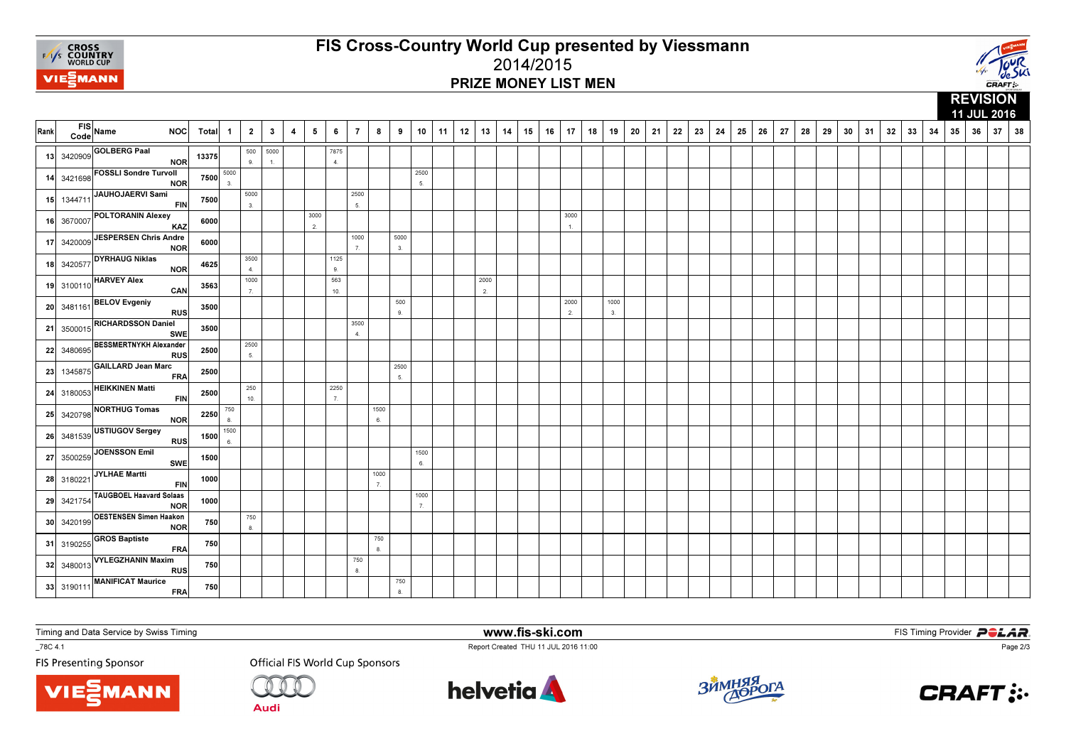# FIS Cross-Country World Cup presented by Viessmann

## 2014/2015

### PRIZE MONEY LIST MEN

**REVISION**
**11 JUL 2016**

| Rank | FIS Code | Name | NOC | Total | 1 | 2 | 3 | 4 | 5 | 6 | 7 | 8 | 9 | 10 | 11 | 12 | 13 | 14 | 15 | 16 | 17 | 18 | 19 | 20 | 21 | 22 | 23 | 24 | 25 | 26 | 27 | 28 | 29 | 30 | 31 | 32 | 33 | 34 | 35 | 36 | 37 | 38 |
|---|---|---|---|---|---|---|---|---|---|---|---|---|---|---|---|---|---|---|---|---|---|---|---|---|---|---|---|---|---|---|---|---|---|---|---|---|---|---|---|---|---|---|
| 13 | 3420909 | GOLBERG Paal | NOR | 13375 | | 500 9. | 5000 1. | | | 7875 4. | | | | | | | | | | | | | | | | | | | | | | | | | | | | | | | | |
| 14 | 3421698 | FOSSLI Sondre Turvoll | NOR | 7500 | 5000 3. | | | | | | | | | 2500 5. | | | | | | | | | | | | | | | | | | | | | | | | | | | | |
| 15 | 1344711 | JAUHOJAERVI Sami | FIN | 7500 | | 5000 3. | | | | | 2500 5. | | | | | | | | | | | | | | | | | | | | | | | | | | | | | | | |
| 16 | 3670007 | POLTORANIN Alexey | KAZ | 6000 | | | | | 3000 2. | | | | | | | | | | | | 3000 1. | | | | | | | | | | | | | | | | | | | | | |
| 17 | 3420009 | JESPERSEN Chris Andre | NOR | 6000 | | | | | | | 1000 7. | | 5000 3. | | | | | | | | | | | | | | | | | | | | | | | | | | | | | |
| 18 | 3420577 | DYRHAUG Niklas | NOR | 4625 | | 3500 4. | | | | 1125 9. | | | | | | | | | | | | | | | | | | | | | | | | | | | | | | | | |
| 19 | 3100110 | HARVEY Alex | CAN | 3563 | | 1000 7. | | | | 563 10. | | | | | | | 2000 2. | | | | | | | | | | | | | | | | | | | | | | | | | |
| 20 | 3481161 | BELOV Evgeniy | RUS | 3500 | | | | | | | | | 500 9. | | | | | | | | 2000 2. | | 1000 3. | | | | | | | | | | | | | | | | | | | |
| 21 | 3500015 | RICHARDSSON Daniel | SWE | 3500 | | | | | | | 3500 4. | | | | | | | | | | | | | | | | | | | | | | | | | | | | | | | |
| 22 | 3480695 | BESSMERTNYKH Alexander | RUS | 2500 | | 2500 5. | | | | | | | | | | | | | | | | | | | | | | | | | | | | | | | | | | | | |
| 23 | 1345875 | GAILLARD Jean Marc | FRA | 2500 | | | | | | | | | 2500 5. | | | | | | | | | | | | | | | | | | | | | | | | | | | | | |
| 24 | 3180053 | HEIKKINEN Matti | FIN | 2500 | | 250 10. | | | | 2250 7. | | | | | | | | | | | | | | | | | | | | | | | | | | | | | | | | |
| 25 | 3420798 | NORTHUG Tomas | NOR | 2250 | 750 8. | | | | | | | 1500 6. | | | | | | | | | | | | | | | | | | | | | | | | | | | | | | |
| 26 | 3481539 | USTIUGOV Sergey | RUS | 1500 | 1500 6. | | | | | | | | | | | | | | | | | | | | | | | | | | | | | | | | | | | | | |
| 27 | 3500259 | JOENSSON Emil | SWE | 1500 | | | | | | | | | | 1500 6. | | | | | | | | | | | | | | | | | | | | | | | | | | | | |
| 28 | 3180221 | JYLHAE Martti | FIN | 1000 | | | | | | | | 1000 7. | | | | | | | | | | | | | | | | | | | | | | | | | | | | | | |
| 29 | 3421754 | TAUGBOEL Haavard Solaas | NOR | 1000 | | | | | | | | | | 1000 7. | | | | | | | | | | | | | | | | | | | | | | | | | | | | |
| 30 | 3420199 | OESTENSEN Simen Haakon | NOR | 750 | | 750 8. | | | | | | | | | | | | | | | | | | | | | | | | | | | | | | | | | | | | |
| 31 | 3190255 | GROS Baptiste | FRA | 750 | | | | | | | | 750 8. | | | | | | | | | | | | | | | | | | | | | | | | | | | | | | |
| 32 | 3480013 | VYLEGZHANIN Maxim | RUS | 750 | | | | | | | 750 8. | | | | | | | | | | | | | | | | | | | | | | | | | | | | | | | |
| 33 | 3190111 | MANIFICAT Maurice | FRA | 750 | | | | | | | | | 750 8. | | | | | | | | | | | | | | | | | | | | | | | | | | | | | |

Timing and Data Service by Swiss Timing

www.fis-ski.com

FIS Timing Provider POLAR

_78C 4.1

Report Created THU 11 JUL 2016 11:00

FIS Presenting Sponsor

Official FIS World Cup Sponsors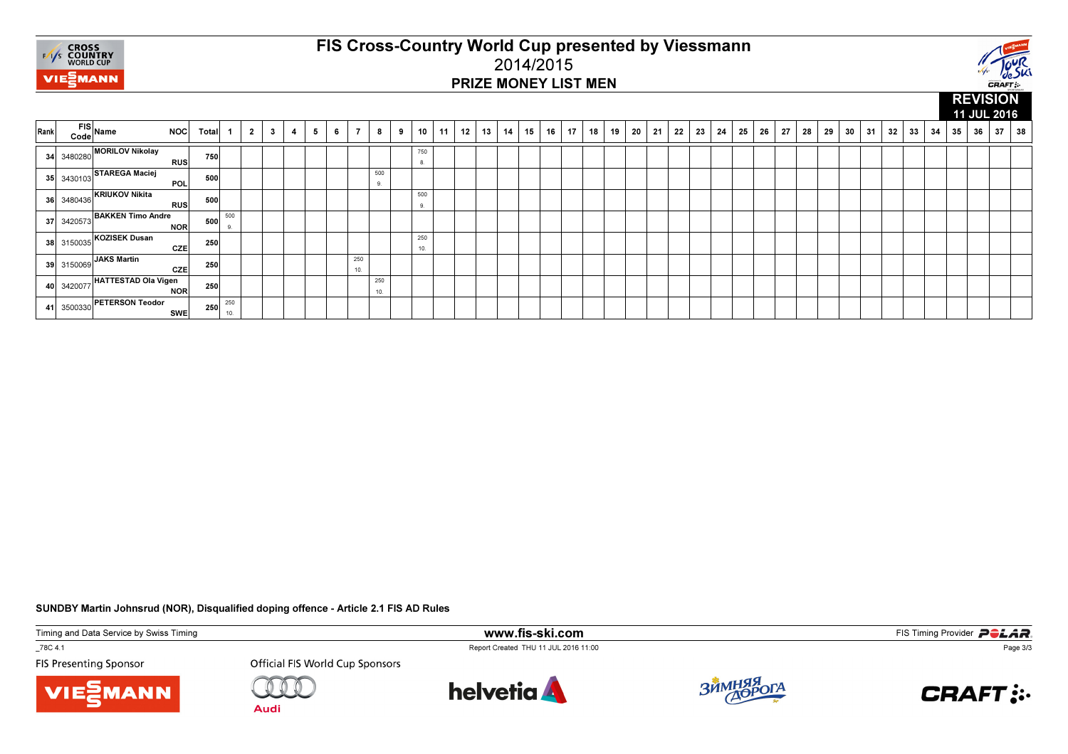# FIS Cross-Country World Cup presented by Viessmann

## 2014/2015

## PRIZE MONEY LIST MEN

**REVISION**
**11 JUL 2016**

| Rank | FIS Code | Name | NOC | Total | 1 | 2 | 3 | 4 | 5 | 6 | 7 | 8 | 9 | 10 | 11 | 12 | 13 | 14 | 15 | 16 | 17 | 18 | 19 | 20 | 21 | 22 | 23 | 24 | 25 | 26 | 27 | 28 | 29 | 30 | 31 | 32 | 33 | 34 | 35 | 36 | 37 | 38 |
|---|---|---|---|---|---|---|---|---|---|---|---|---|---|---|---|---|---|---|---|---|---|---|---|---|---|---|---|---|---|---|---|---|---|---|---|---|---|---|---|---|---|---|
| 34 | 3480280 | MORILOV Nikolay | RUS | 750 | | | | | | | | | | 750 8. | | | | | | | | | | | | | | | | | | | | | | | | | | | | |
| 35 | 3430103 | STAREGA Maciej | POL | 500 | | | | | | | | 500 9. | | | | | | | | | | | | | | | | | | | | | | | | | | | | | | |
| 36 | 3480436 | KRIUKOV Nikita | RUS | 500 | | | | | | | | | | 500 9. | | | | | | | | | | | | | | | | | | | | | | | | | | | | |
| 37 | 3420573 | BAKKEN Timo Andre | NOR | 500 | 500 9. | | | | | | | | | | | | | | | | | | | | | | | | | | | | | | | | | | | | | |
| 38 | 3150035 | KOZISEK Dusan | CZE | 250 | | | | | | | | | | 250 10. | | | | | | | | | | | | | | | | | | | | | | | | | | | | |
| 39 | 3150069 | JAKS Martin | CZE | 250 | | | | | | | 250 10. | | | | | | | | | | | | | | | | | | | | | | | | | | | | | | | |
| 40 | 3420077 | HATTESTAD Ola Vigen | NOR | 250 | | | | | | | | 250 10. | | | | | | | | | | | | | | | | | | | | | | | | | | | | | | |
| 41 | 3500330 | PETERSON Teodor | SWE | 250 | 250 10. | | | | | | | | | | | | | | | | | | | | | | | | | | | | | | | | | | | | | |

**SUNDBY Martin Johnsrud (NOR), Disqualified doping offence - Article 2.1 FIS AD Rules**